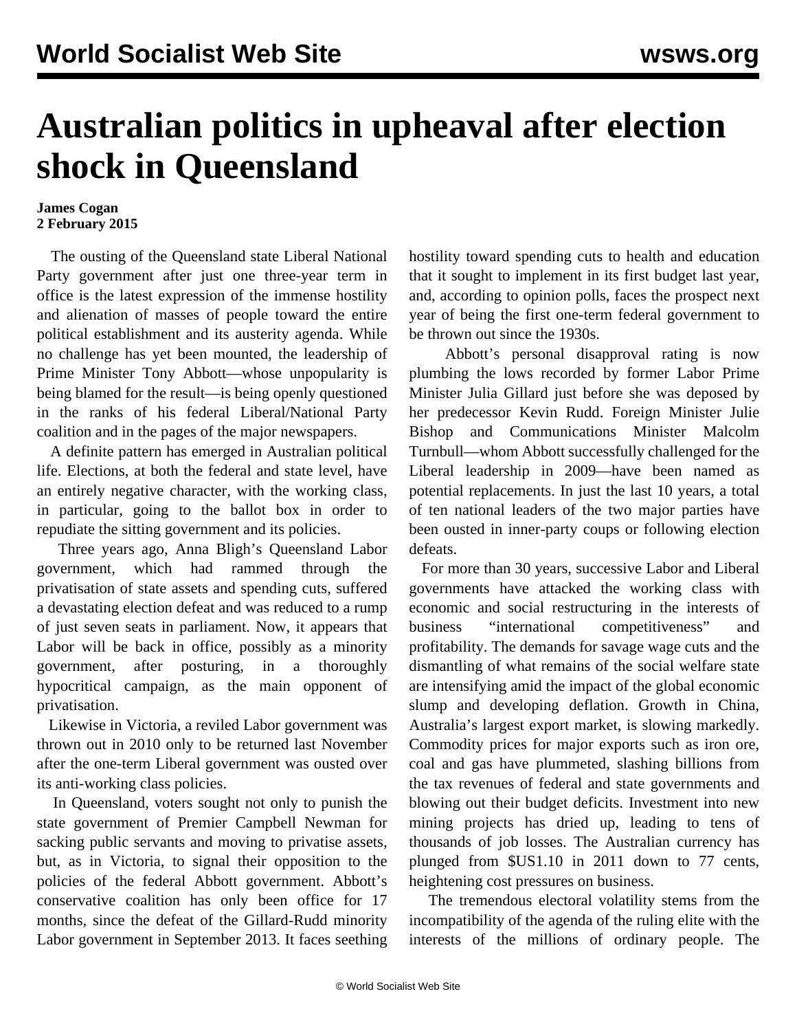# Australian politics in upheaval after election shock in Queensland

**James Cogan**
**2 February 2015**

The ousting of the Queensland state Liberal National Party government after just one three-year term in office is the latest expression of the immense hostility and alienation of masses of people toward the entire political establishment and its austerity agenda. While no challenge has yet been mounted, the leadership of Prime Minister Tony Abbott—whose unpopularity is being blamed for the result—is being openly questioned in the ranks of his federal Liberal/National Party coalition and in the pages of the major newspapers.

A definite pattern has emerged in Australian political life. Elections, at both the federal and state level, have an entirely negative character, with the working class, in particular, going to the ballot box in order to repudiate the sitting government and its policies.

Three years ago, Anna Bligh's Queensland Labor government, which had rammed through the privatisation of state assets and spending cuts, suffered a devastating election defeat and was reduced to a rump of just seven seats in parliament. Now, it appears that Labor will be back in office, possibly as a minority government, after posturing, in a thoroughly hypocritical campaign, as the main opponent of privatisation.

Likewise in Victoria, a reviled Labor government was thrown out in 2010 only to be returned last November after the one-term Liberal government was ousted over its anti-working class policies.

In Queensland, voters sought not only to punish the state government of Premier Campbell Newman for sacking public servants and moving to privatise assets, but, as in Victoria, to signal their opposition to the policies of the federal Abbott government. Abbott's conservative coalition has only been office for 17 months, since the defeat of the Gillard-Rudd minority Labor government in September 2013. It faces seething hostility toward spending cuts to health and education that it sought to implement in its first budget last year, and, according to opinion polls, faces the prospect next year of being the first one-term federal government to be thrown out since the 1930s.

Abbott's personal disapproval rating is now plumbing the lows recorded by former Labor Prime Minister Julia Gillard just before she was deposed by her predecessor Kevin Rudd. Foreign Minister Julie Bishop and Communications Minister Malcolm Turnbull—whom Abbott successfully challenged for the Liberal leadership in 2009—have been named as potential replacements. In just the last 10 years, a total of ten national leaders of the two major parties have been ousted in inner-party coups or following election defeats.

For more than 30 years, successive Labor and Liberal governments have attacked the working class with economic and social restructuring in the interests of business "international competitiveness" and profitability. The demands for savage wage cuts and the dismantling of what remains of the social welfare state are intensifying amid the impact of the global economic slump and developing deflation. Growth in China, Australia's largest export market, is slowing markedly. Commodity prices for major exports such as iron ore, coal and gas have plummeted, slashing billions from the tax revenues of federal and state governments and blowing out their budget deficits. Investment into new mining projects has dried up, leading to tens of thousands of job losses. The Australian currency has plunged from $US1.10 in 2011 down to 77 cents, heightening cost pressures on business.

The tremendous electoral volatility stems from the incompatibility of the agenda of the ruling elite with the interests of the millions of ordinary people. The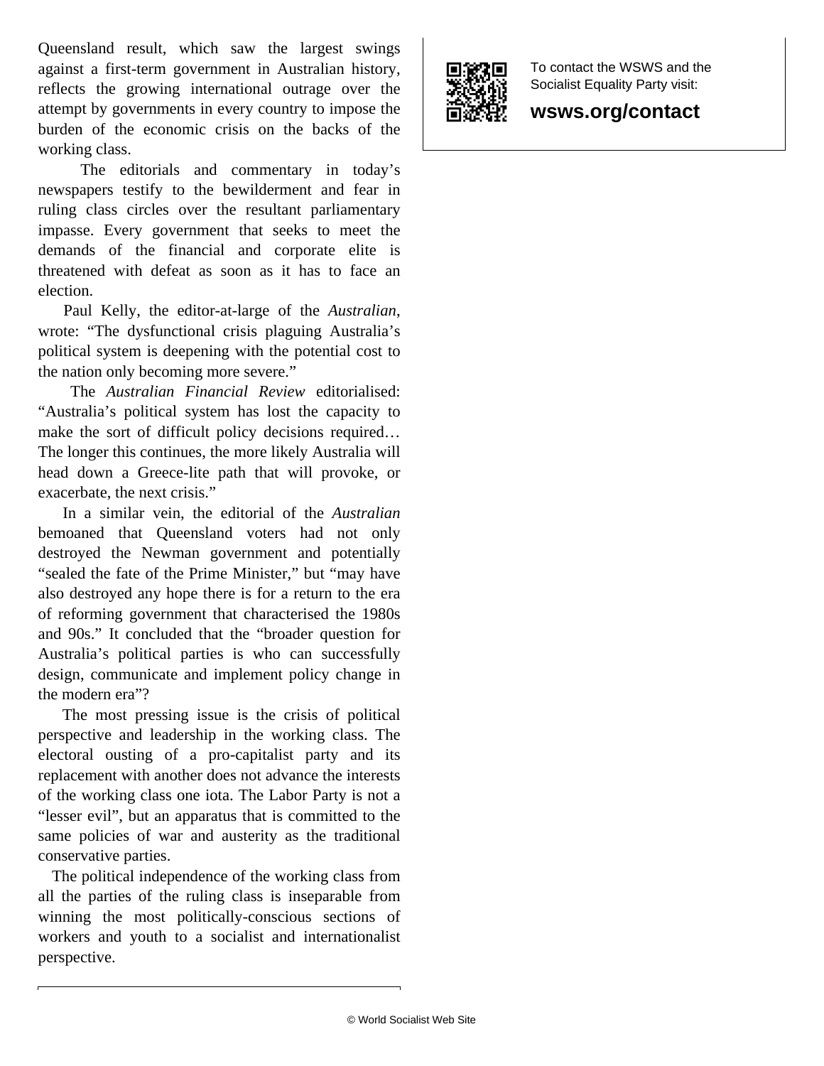Queensland result, which saw the largest swings against a first-term government in Australian history, reflects the growing international outrage over the attempt by governments in every country to impose the burden of the economic crisis on the backs of the working class.

The editorials and commentary in today's newspapers testify to the bewilderment and fear in ruling class circles over the resultant parliamentary impasse. Every government that seeks to meet the demands of the financial and corporate elite is threatened with defeat as soon as it has to face an election.

Paul Kelly, the editor-at-large of the *Australian*, wrote: "The dysfunctional crisis plaguing Australia's political system is deepening with the potential cost to the nation only becoming more severe."

The *Australian Financial Review* editorialised: "Australia's political system has lost the capacity to make the sort of difficult policy decisions required… The longer this continues, the more likely Australia will head down a Greece-lite path that will provoke, or exacerbate, the next crisis."

In a similar vein, the editorial of the *Australian* bemoaned that Queensland voters had not only destroyed the Newman government and potentially "sealed the fate of the Prime Minister," but "may have also destroyed any hope there is for a return to the era of reforming government that characterised the 1980s and 90s." It concluded that the "broader question for Australia's political parties is who can successfully design, communicate and implement policy change in the modern era"?

The most pressing issue is the crisis of political perspective and leadership in the working class. The electoral ousting of a pro-capitalist party and its replacement with another does not advance the interests of the working class one iota. The Labor Party is not a "lesser evil", but an apparatus that is committed to the same policies of war and austerity as the traditional conservative parties.

The political independence of the working class from all the parties of the ruling class is inseparable from winning the most politically-conscious sections of workers and youth to a socialist and internationalist perspective.

To contact the WSWS and the Socialist Equality Party visit:

**wsws.org/contact**